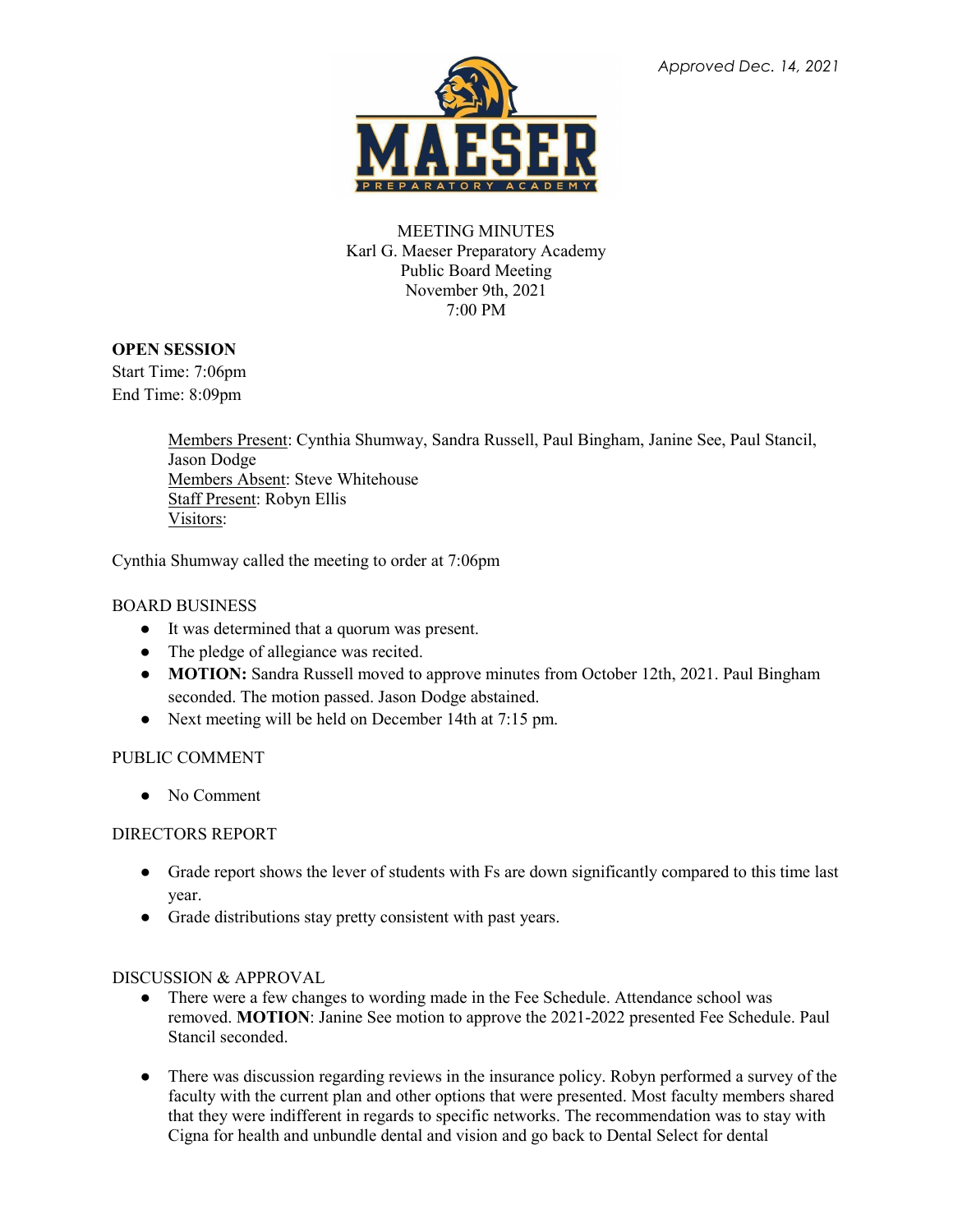*Approved Dec. 14, 2021*

MEETING MINUTES
Karl G. Maeser Preparatory Academy
Public Board Meeting
November 9th, 2021
7:00 PM

**OPEN SESSION**
Start Time: 7:06pm
End Time: 8:09pm

> Members Present: Cynthia Shumway, Sandra Russell, Paul Bingham, Janine See, Paul Stancil, Jason Dodge
> Members Absent: Steve Whitehouse
> Staff Present: Robyn Ellis
> Visitors:

Cynthia Shumway called the meeting to order at 7:06pm

BOARD BUSINESS

- It was determined that a quorum was present.
- The pledge of allegiance was recited.
- **MOTION:** Sandra Russell moved to approve minutes from October 12th, 2021. Paul Bingham seconded. The motion passed. Jason Dodge abstained.
- Next meeting will be held on December 14th at 7:15 pm.

PUBLIC COMMENT

- No Comment

DIRECTORS REPORT

- Grade report shows the lever of students with Fs are down significantly compared to this time last year.
- Grade distributions stay pretty consistent with past years.

DISCUSSION & APPROVAL

- There were a few changes to wording made in the Fee Schedule. Attendance school was removed. **MOTION**: Janine See motion to approve the 2021-2022 presented Fee Schedule. Paul Stancil seconded.
- There was discussion regarding reviews in the insurance policy. Robyn performed a survey of the faculty with the current plan and other options that were presented. Most faculty members shared that they were indifferent in regards to specific networks. The recommendation was to stay with Cigna for health and unbundle dental and vision and go back to Dental Select for dental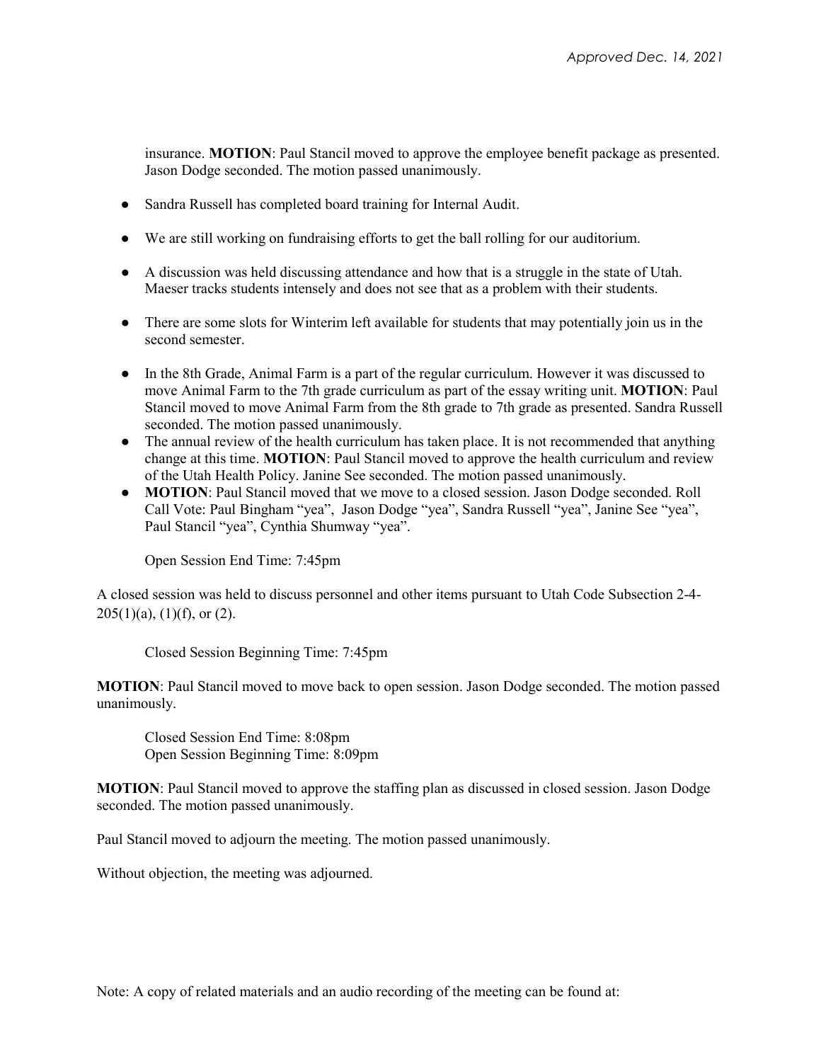*Approved Dec. 14, 2021*

insurance. **MOTION**: Paul Stancil moved to approve the employee benefit package as presented. Jason Dodge seconded. The motion passed unanimously.

- Sandra Russell has completed board training for Internal Audit.
- We are still working on fundraising efforts to get the ball rolling for our auditorium.
- A discussion was held discussing attendance and how that is a struggle in the state of Utah. Maeser tracks students intensely and does not see that as a problem with their students.
- There are some slots for Winterim left available for students that may potentially join us in the second semester.
- In the 8th Grade, Animal Farm is a part of the regular curriculum. However it was discussed to move Animal Farm to the 7th grade curriculum as part of the essay writing unit. **MOTION**: Paul Stancil moved to move Animal Farm from the 8th grade to 7th grade as presented. Sandra Russell seconded. The motion passed unanimously.
- The annual review of the health curriculum has taken place. It is not recommended that anything change at this time. **MOTION**: Paul Stancil moved to approve the health curriculum and review of the Utah Health Policy. Janine See seconded. The motion passed unanimously.
- **MOTION**: Paul Stancil moved that we move to a closed session. Jason Dodge seconded. Roll Call Vote: Paul Bingham "yea", Jason Dodge "yea", Sandra Russell "yea", Janine See "yea", Paul Stancil "yea", Cynthia Shumway "yea".

  Open Session End Time: 7:45pm

A closed session was held to discuss personnel and other items pursuant to Utah Code Subsection 2-4-205(1)(a), (1)(f), or (2).

Closed Session Beginning Time: 7:45pm

**MOTION**: Paul Stancil moved to move back to open session. Jason Dodge seconded. The motion passed unanimously.

Closed Session End Time: 8:08pm
Open Session Beginning Time: 8:09pm

**MOTION**: Paul Stancil moved to approve the staffing plan as discussed in closed session. Jason Dodge seconded. The motion passed unanimously.

Paul Stancil moved to adjourn the meeting. The motion passed unanimously.

Without objection, the meeting was adjourned.

Note: A copy of related materials and an audio recording of the meeting can be found at: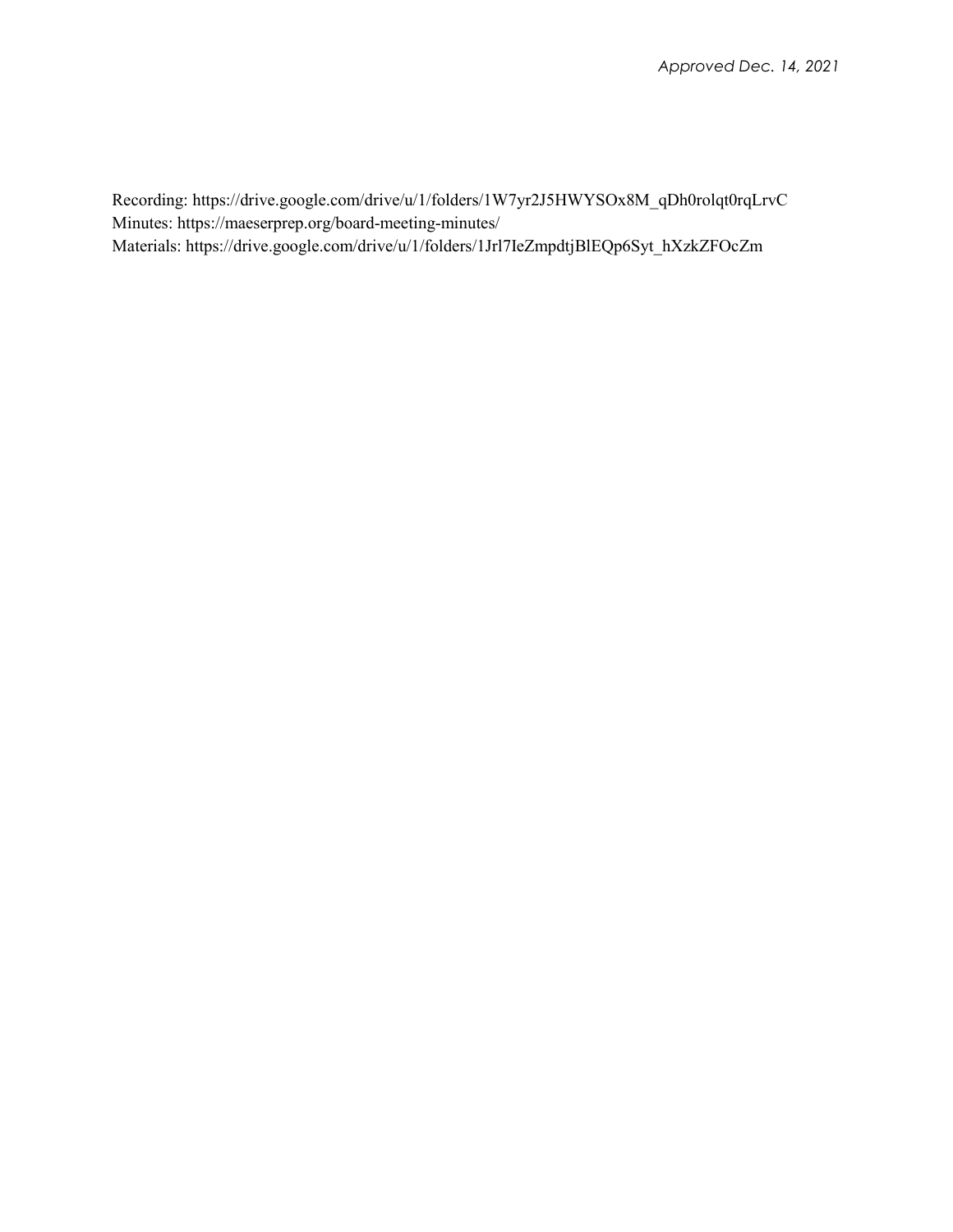Recording: https://drive.google.com/drive/u/1/folders/1W7yr2J5HWYSOx8M_qDh0rolqt0rqLrvC
Minutes: https://maeserprep.org/board-meeting-minutes/
Materials: https://drive.google.com/drive/u/1/folders/1Jrl7IeZmpdtjBlEQp6Syt_hXzkZFOcZm